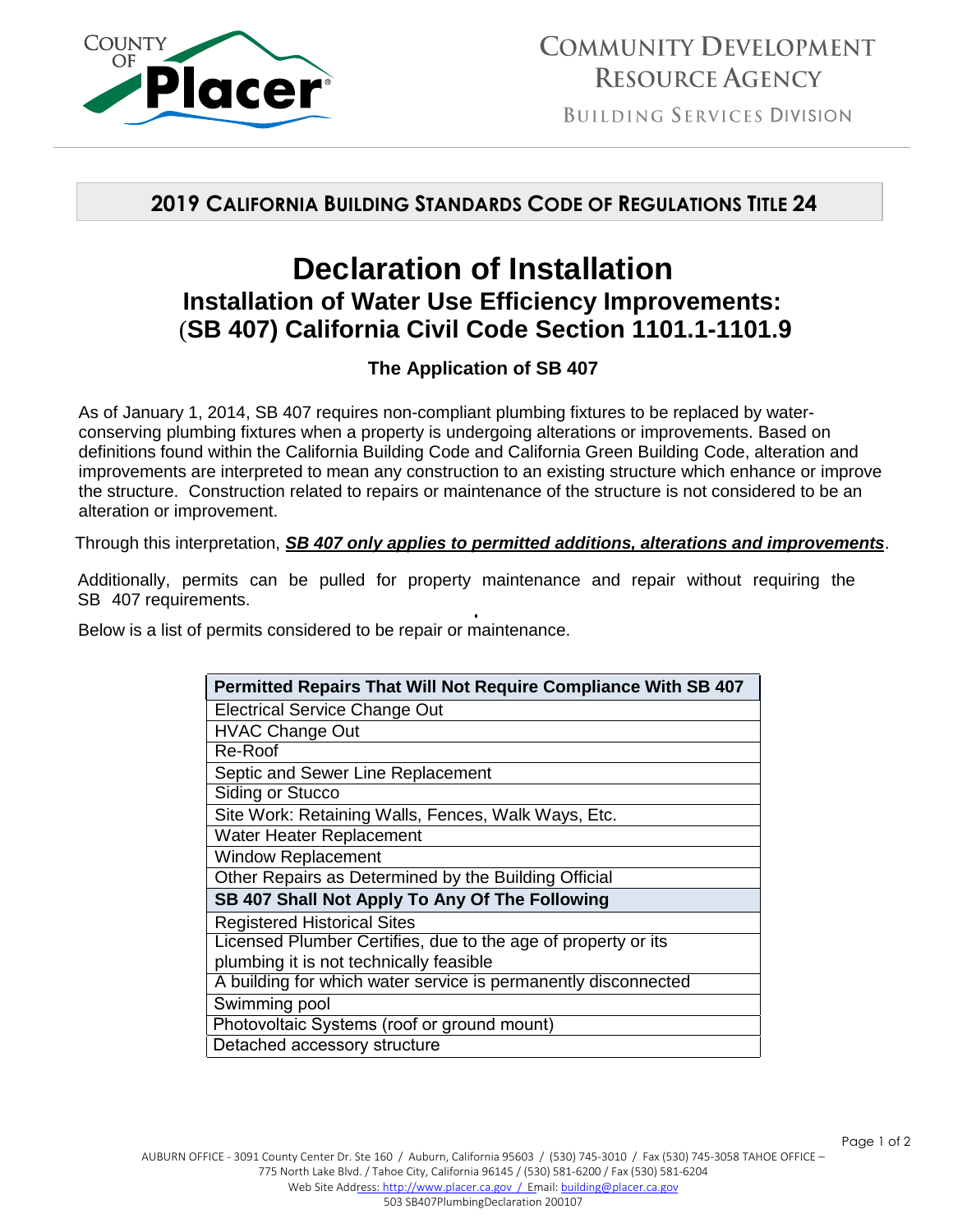COUNTY OF Placer

# COMMUNITY DEVELOPMENT RESOURCE AGENCY

BUILDING SERVICES DIVISION

## 2019 CALIFORNIA BUILDING STANDARDS CODE OF REGULATIONS TITLE 24

# Declaration of Installation

## Installation of Water Use Efficiency Improvements: (SB 407) California Civil Code Section 1101.1-1101.9

### The Application of SB 407

As of January 1, 2014, SB 407 requires non-compliant plumbing fixtures to be replaced by water-conserving plumbing fixtures when a property is undergoing alterations or improvements. Based on definitions found within the California Building Code and California Green Building Code, alteration and improvements are interpreted to mean any construction to an existing structure which enhance or improve the structure. Construction related to repairs or maintenance of the structure is not considered to be an alteration or improvement.

Through this interpretation, ***SB 407 only applies to permitted additions, alterations and improvements***.

Additionally, permits can be pulled for property maintenance and repair without requiring the SB 407 requirements.

Below is a list of permits considered to be repair or maintenance.

| **Permitted Repairs That Will Not Require Compliance With SB 407** |
| --- |
| Electrical Service Change Out |
| HVAC Change Out |
| Re-Roof |
| Septic and Sewer Line Replacement |
| Siding or Stucco |
| Site Work: Retaining Walls, Fences, Walk Ways, Etc. |
| Water Heater Replacement |
| Window Replacement |
| Other Repairs as Determined by the Building Official |
| **SB 407 Shall Not Apply To Any Of The Following** |
| Registered Historical Sites |
| Licensed Plumber Certifies, due to the age of property or its plumbing it is not technically feasible |
| A building for which water service is permanently disconnected |
| Swimming pool |
| Photovoltaic Systems (roof or ground mount) |
| Detached accessory structure |

AUBURN OFFICE - 3091 County Center Dr. Ste 160 / Auburn, California 95603 / (530) 745-3010 / Fax (530) 745-3058 TAHOE OFFICE – 775 North Lake Blvd. / Tahoe City, California 96145 / (530) 581-6200 / Fax (530) 581-6204
Web Site Address: http://www.placer.ca.gov / Email: building@placer.ca.gov
503 SB407PlumbingDeclaration 200107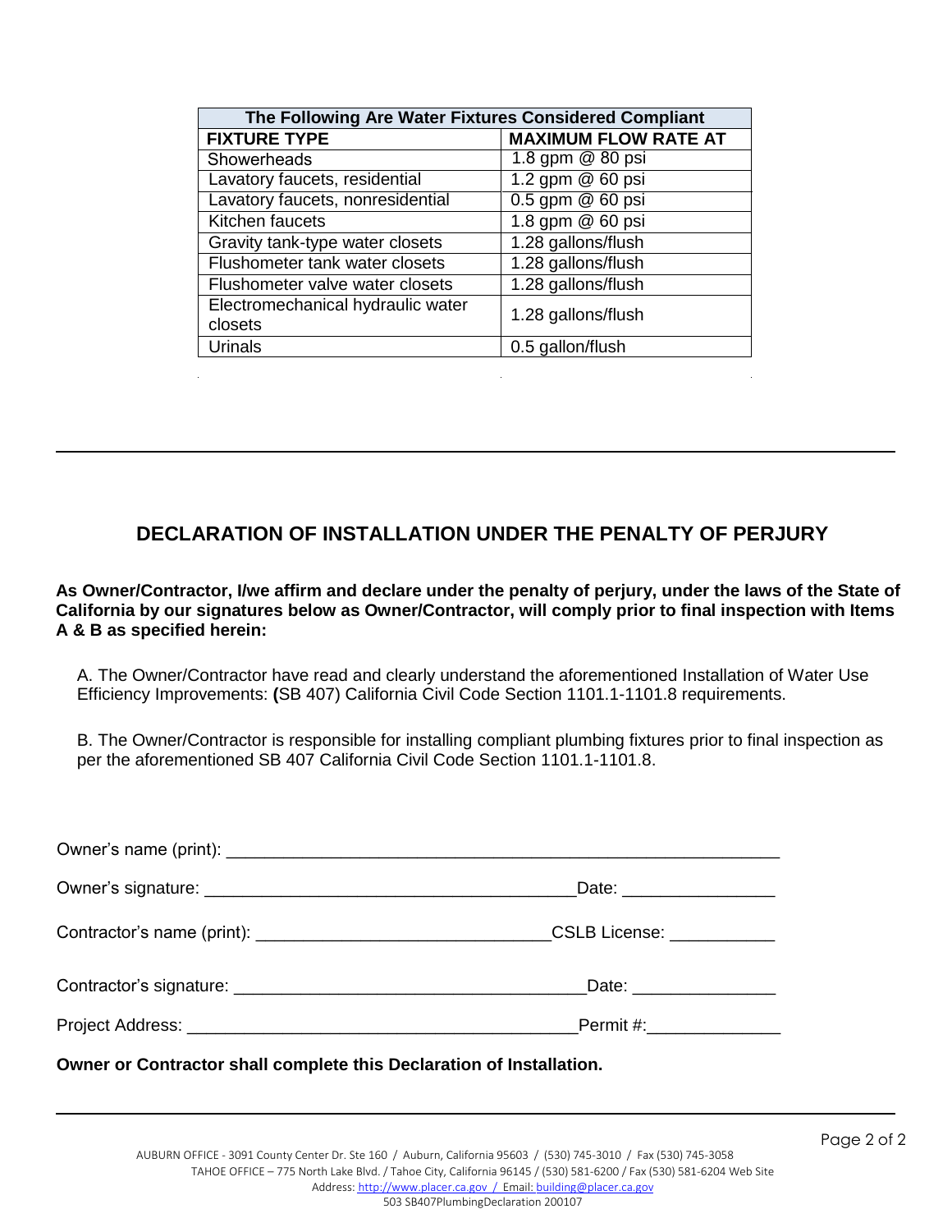| The Following Are Water Fixtures Considered Compliant | |
|---|---|
| **FIXTURE TYPE** | **MAXIMUM FLOW RATE AT** |
| Showerheads | 1.8 gpm @ 80 psi |
| Lavatory faucets, residential | 1.2 gpm @ 60 psi |
| Lavatory faucets, nonresidential | 0.5 gpm @ 60 psi |
| Kitchen faucets | 1.8 gpm @ 60 psi |
| Gravity tank-type water closets | 1.28 gallons/flush |
| Flushometer tank water closets | 1.28 gallons/flush |
| Flushometer valve water closets | 1.28 gallons/flush |
| Electromechanical hydraulic water closets | 1.28 gallons/flush |
| Urinals | 0.5 gallon/flush |

## DECLARATION OF INSTALLATION UNDER THE PENALTY OF PERJURY

**As Owner/Contractor, I/we affirm and declare under the penalty of perjury, under the laws of the State of California by our signatures below as Owner/Contractor, will comply prior to final inspection with Items A & B as specified herein:**

A. The Owner/Contractor have read and clearly understand the aforementioned Installation of Water Use Efficiency Improvements: **(**SB 407) California Civil Code Section 1101.1-1101.8 requirements.

B. The Owner/Contractor is responsible for installing compliant plumbing fixtures prior to final inspection as per the aforementioned SB 407 California Civil Code Section 1101.1-1101.8.

Owner's name (print): ____________________________________________

Owner's signature: ______________________________ Date: ______________

Contractor's name (print): __________________________ CSLB License: __________

Contractor's signature: ____________________________ Date: ______________

Project Address: _________________________________ Permit #: ____________

**Owner or Contractor shall complete this Declaration of Installation.**

AUBURN OFFICE - 3091 County Center Dr. Ste 160 / Auburn, California 95603 / (530) 745-3010 / Fax (530) 745-3058
TAHOE OFFICE – 775 North Lake Blvd. / Tahoe City, California 96145 / (530) 581-6200 / Fax (530) 581-6204 Web Site Address: http://www.placer.ca.gov / Email: building@placer.ca.gov
503 SB407PlumbingDeclaration 200107